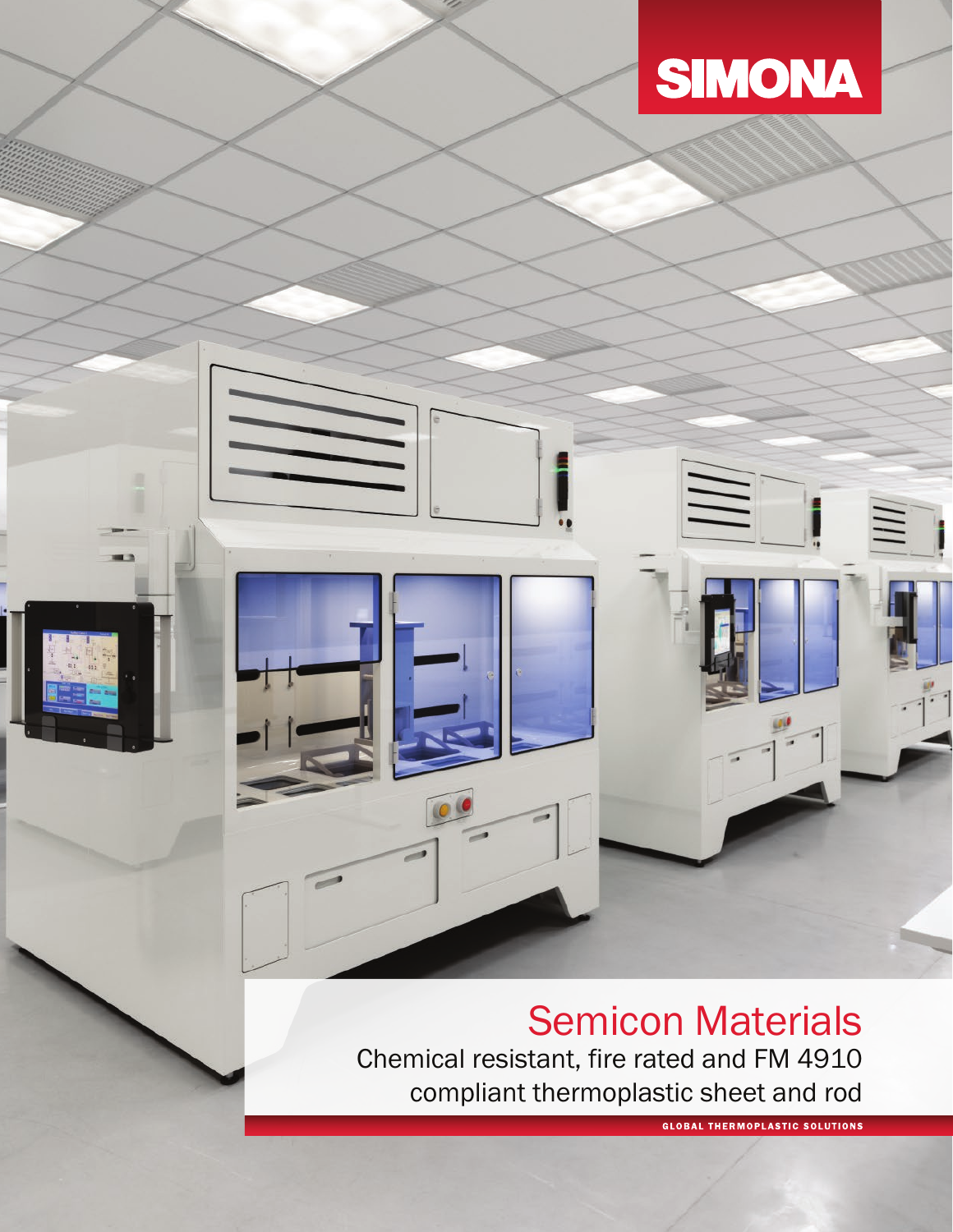SIMONA

# Semicon Materials

Chemical resistant, fire rated and FM 4910 compliant thermoplastic sheet and rod

GLOBAL THERMOPLASTIC SOLUTIONS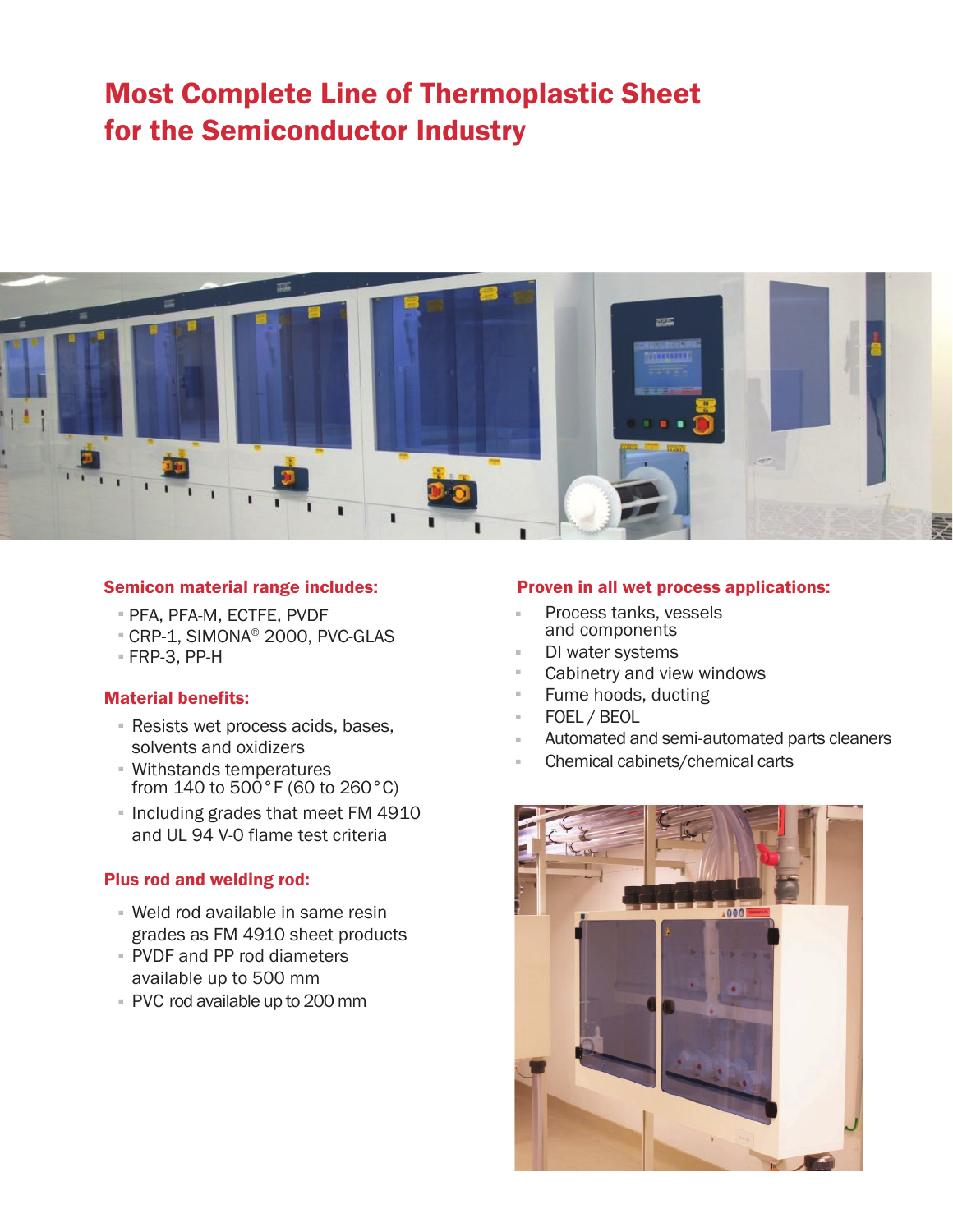# Most Complete Line of Thermoplastic Sheet for the Semiconductor Industry

### Semicon material range includes:

- PFA, PFA-M, ECTFE, PVDF
- CRP-1, SIMONA® 2000, PVC-GLAS
- FRP-3, PP-H

### Material benefits:

- Resists wet process acids, bases, solvents and oxidizers
- Withstands temperatures from 140 to 500°F (60 to 260°C)
- Including grades that meet FM 4910 and UL 94 V-0 flame test criteria

### Plus rod and welding rod:

- Weld rod available in same resin grades as FM 4910 sheet products
- PVDF and PP rod diameters available up to 500 mm
- PVC rod available up to 200 mm

### Proven in all wet process applications:

- Process tanks, vessels and components
- DI water systems
- Cabinetry and view windows
- Fume hoods, ducting
- FOEL / BEOL
- Automated and semi-automated parts cleaners
- Chemical cabinets/chemical carts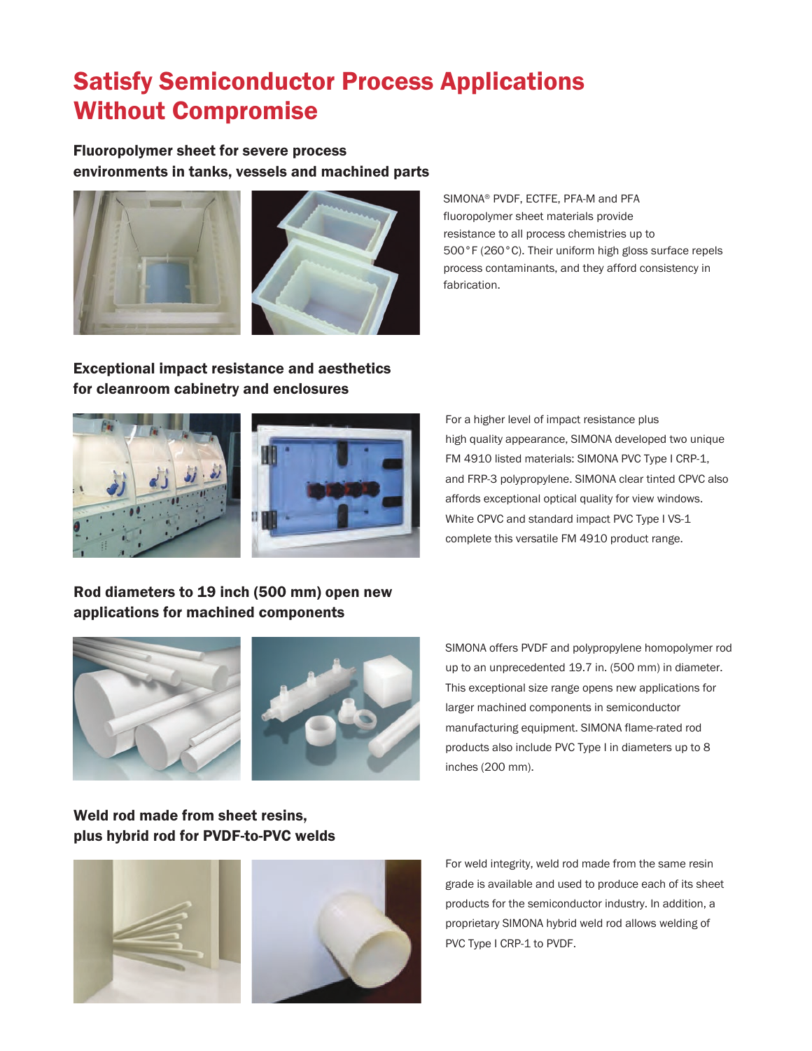# Satisfy Semiconductor Process Applications Without Compromise

### Fluoropolymer sheet for severe process environments in tanks, vessels and machined parts

SIMONA® PVDF, ECTFE, PFA-M and PFA fluoropolymer sheet materials provide resistance to all process chemistries up to 500°F (260°C). Their uniform high gloss surface repels process contaminants, and they afford consistency in fabrication.

### Exceptional impact resistance and aesthetics for cleanroom cabinetry and enclosures

For a higher level of impact resistance plus high quality appearance, SIMONA developed two unique FM 4910 listed materials: SIMONA PVC Type I CRP-1, and FRP-3 polypropylene. SIMONA clear tinted CPVC also affords exceptional optical quality for view windows. White CPVC and standard impact PVC Type I VS-1 complete this versatile FM 4910 product range.

### Rod diameters to 19 inch (500 mm) open new applications for machined components

SIMONA offers PVDF and polypropylene homopolymer rod up to an unprecedented 19.7 in. (500 mm) in diameter. This exceptional size range opens new applications for larger machined components in semiconductor manufacturing equipment. SIMONA flame-rated rod products also include PVC Type I in diameters up to 8 inches (200 mm).

### Weld rod made from sheet resins, plus hybrid rod for PVDF-to-PVC welds

For weld integrity, weld rod made from the same resin grade is available and used to produce each of its sheet products for the semiconductor industry. In addition, a proprietary SIMONA hybrid weld rod allows welding of PVC Type I CRP-1 to PVDF.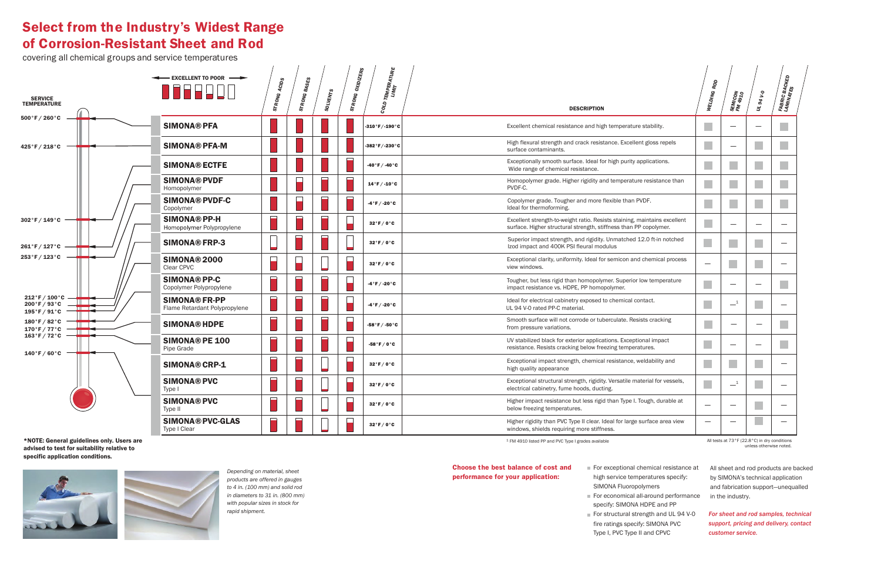# Select from the Industry's Widest Range of Corrosion-Resistant Sheet and Rod

covering all chemical groups and service temperatures

| Service Temperature | Material | Strong Acids | Strong Bases | Solvents | Strong Oxidizers | Cold Temperature Limit | Description | Welding Rod | Semicon FM 4910 | UL 94 V-0 | Fabric Backed Laminates |
|---|---|---|---|---|---|---|---|---|---|---|---|
| 500°F / 260°C | **SIMONA® PFA** | | | | | -310°F / -190°C | Excellent chemical resistance and high temperature stability. | ■ | — | — | ■ |
| 425°F / 218°C | **SIMONA® PFA-M** | | | | | -382°F / -230°C | High flexural strength and crack resistance. Excellent gloss repels surface contaminants. | ■ | — | ■ | ■ |
| | **SIMONA® ECTFE** | | | | | -40°F / -40°C | Exceptionally smooth surface. Ideal for high purity applications. Wide range of chemical resistance. | ■ | ■ | ■ | ■ |
| | **SIMONA® PVDF** Homopolymer | | | | | 14°F / -10°C | Homopolymer grade. Higher rigidity and temperature resistance than PVDF-C. | ■ | ■ | ■ | ■ |
| | **SIMONA® PVDF-C** Copolymer | | | | | -4°F / -20°C | Copolymer grade. Tougher and more flexible than PVDF. Ideal for thermoforming. | ■ | ■ | ■ | ■ |
| 302°F / 149°C | **SIMONA® PP-H** Homopolymer Polypropylene | | | | | 32°F / 0°C | Excellent strength-to-weight ratio. Resists staining, maintains excellent surface. Higher structural strength, stiffness than PP copolymer. | ■ | — | — | — |
| 261°F / 127°C | **SIMONA® FRP-3** | | | | | 32°F / 0°C | Superior impact strength, and rigidity. Unmatched 12.0 ft-in notched Izod impact and 400K PSI fleural modulus | ■ | ■ | ■ | — |
| 253°F / 123°C | **SIMONA® 2000** Clear CPVC | | | | | 32°F / 0°C | Exceptional clarity, uniformity. Ideal for semicon and chemical process view windows. | — | ■ | ■ | — |
| 212°F / 100°C | **SIMONA® PP-C** Copolymer Polypropylene | | | | | -4°F / -20°C | Tougher, but less rigid than homopolymer. Superior low temperature impact resistance vs. HDPE, PP homopolymer. | ■ | — | — | ■ |
| 200°F / 93°C | **SIMONA® FR-PP** Flame Retardant Polypropylene | | | | | -4°F / -20°C | Ideal for electrical cabinetry exposed to chemical contact. UL 94 V-0 rated PP-C material. | ■ | —[1] | ■ | — |
| 180°F / 82°C | **SIMONA® HDPE** | | | | | -58°F / -50°C | Smooth surface will not corrode or tuberculate. Resists cracking from pressure variations. | ■ | — | — | ■ |
| 170°F / 77°C | **SIMONA® PE 100** Pipe Grade | | | | | -58°F / 0°C | UV stabilized black for exterior applications. Exceptional impact resistance. Resists cracking below freezing temperatures. | ■ | — | — | ■ |
| 163°F / 72°C | **SIMONA® CRP-1** | | | | | 32°F / 0°C | Exceptional impact strength, chemical resistance, weldability and high quality appearance | ■ | ■ | ■ | — |
| 140°F / 60°C | **SIMONA® PVC** Type I | | | | | 32°F / 0°C | Exceptional structural strength, rigidity. Versatile material for vessels, electrical cabinetry, fume hoods, ducting. | ■ | —[1] | ■ | — |
| | **SIMONA® PVC** Type II | | | | | 32°F / 0°C | Higher impact resistance but less rigid than Type I. Tough, durable at below freezing temperatures. | — | — | ■ | — |
| | **SIMONA® PVC-GLAS** Type I Clear | | | | | 32°F / 0°C | Higher rigidity than PVC Type II clear. Ideal for large surface area view windows, shields requiring more stiffness. | — | — | ■ | — |

Chemical resistance ratings: EXCELLENT TO POOR (indicated graphically). Other service temperatures shown on scale: 195°F / 91°C.

**\*NOTE: General guidelines only. Users are advised to test for suitability relative to specific application conditions.**

[1] FM 4910 listed PP and PVC Type I grades available

All tests at 73°F (22.8°C) in dry conditions unless otherwise noted.

*Depending on material, sheet products are offered in gauges to 4 in. (100 mm) and solid rod in diameters to 31 in. (800 mm) with popular sizes in stock for rapid shipment.*

**Choose the best balance of cost and performance for your application:**

- For exceptional chemical resistance at high service temperatures specify: SIMONA Fluoropolymers
- For economical all-around performance specify: SIMONA HDPE and PP
- For structural strength and UL 94 V-0 fire ratings specify: SIMONA PVC Type I, PVC Type II and CPVC

All sheet and rod products are backed by SIMONA's technical application and fabrication support—unequalled in the industry.

*For sheet and rod samples, technical support, pricing and delivery, contact customer service.*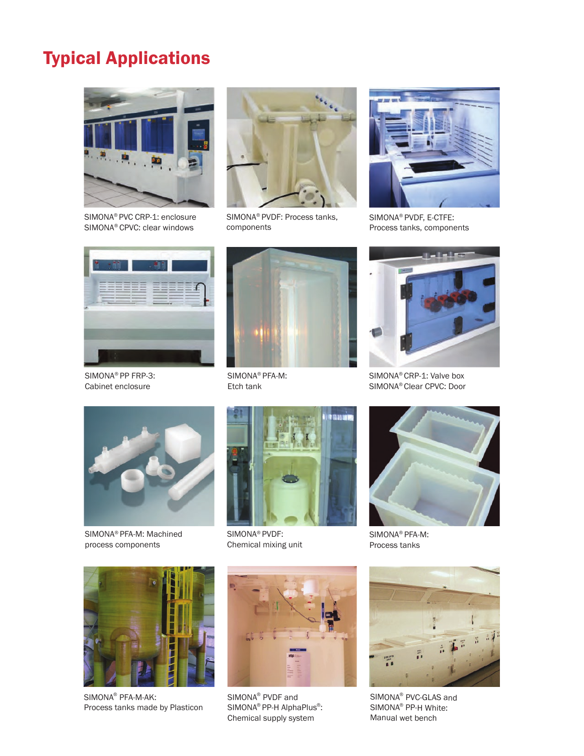# Typical Applications

SIMONA® PVC CRP-1: enclosure
SIMONA® CPVC: clear windows

SIMONA® PVDF: Process tanks, components

SIMONA® PVDF, E-CTFE:
Process tanks, components

SIMONA® PP FRP-3:
Cabinet enclosure

SIMONA® PFA-M:
Etch tank

SIMONA® CRP-1: Valve box
SIMONA® Clear CPVC: Door

SIMONA® PFA-M: Machined process components

SIMONA® PVDF:
Chemical mixing unit

SIMONA® PFA-M:
Process tanks

SIMONA® PFA-M-AK:
Process tanks made by Plasticon

SIMONA® PVDF and
SIMONA® PP-H AlphaPlus®:
Chemical supply system

SIMONA® PVC-GLAS and
SIMONA® PP-H White:
Manual wet bench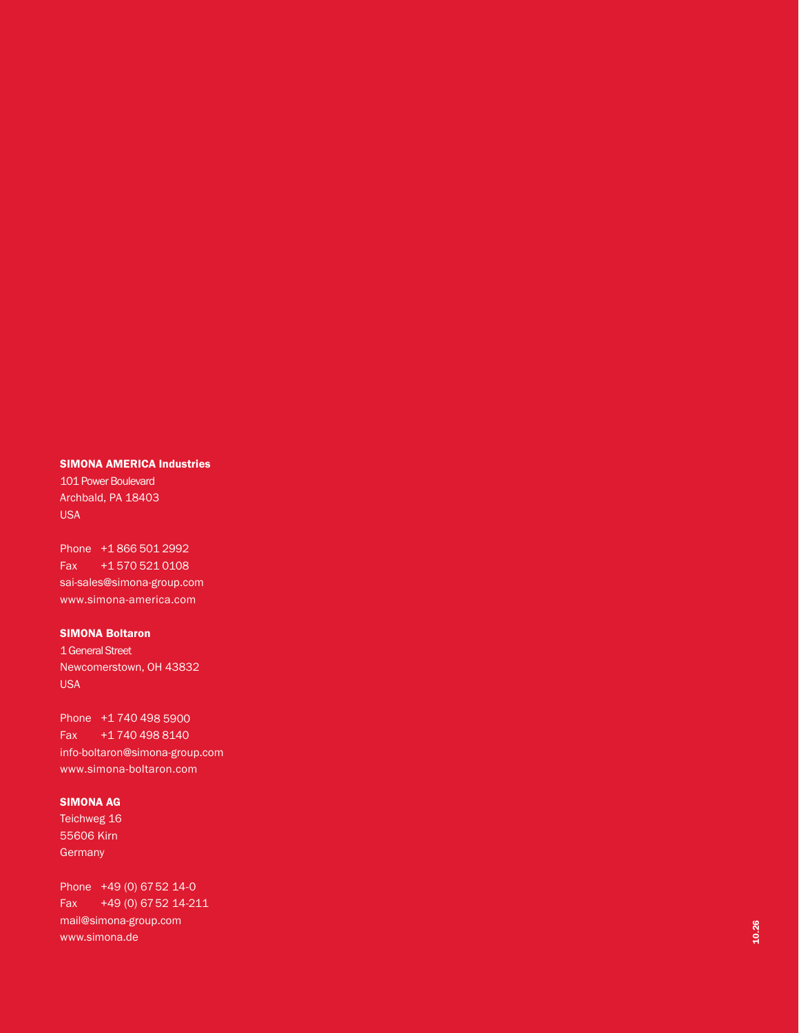**SIMONA AMERICA Industries**
101 Power Boulevard
Archbald, PA 18403
USA

Phone +1 866 501 2992
Fax +1 570 521 0108
sai-sales@simona-group.com
www.simona-america.com

**SIMONA Boltaron**
1 General Street
Newcomerstown, OH 43832
USA

Phone +1 740 498 5900
Fax +1 740 498 8140
info-boltaron@simona-group.com
www.simona-boltaron.com

**SIMONA AG**
Teichweg 16
55606 Kirn
Germany

Phone +49 (0) 67 52 14-0
Fax +49 (0) 67 52 14-211
mail@simona-group.com
www.simona.de

10.26